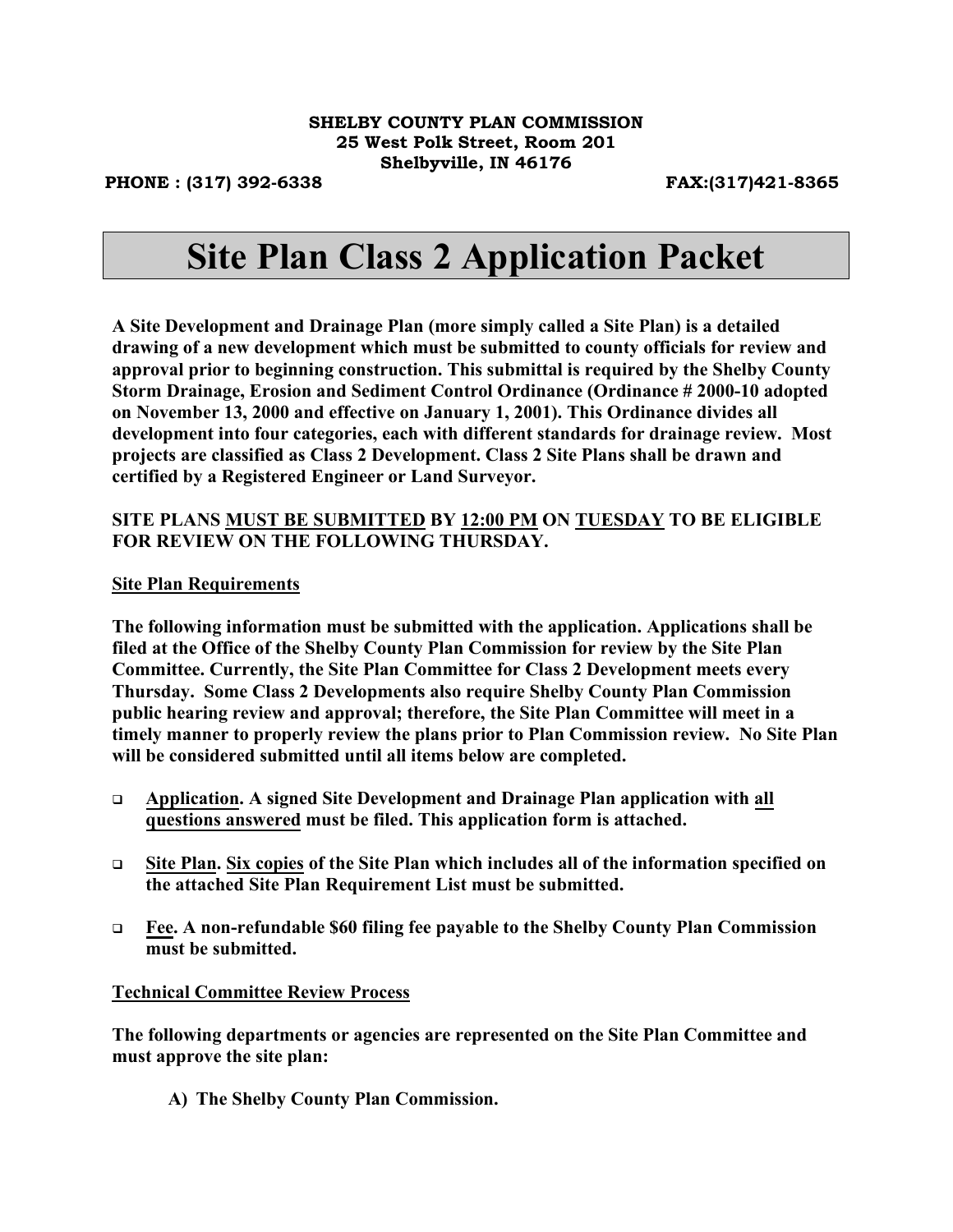**SHELBY COUNTY PLAN COMMISSION**
**25 West Polk Street, Room 201**
**Shelbyville, IN 46176**

**PHONE : (317) 392-6338** **FAX:(317)421-8365**

# Site Plan Class 2 Application Packet

**A Site Development and Drainage Plan (more simply called a Site Plan) is a detailed drawing of a new development which must be submitted to county officials for review and approval prior to beginning construction. This submittal is required by the Shelby County Storm Drainage, Erosion and Sediment Control Ordinance (Ordinance # 2000-10 adopted on November 13, 2000 and effective on January 1, 2001). This Ordinance divides all development into four categories, each with different standards for drainage review. Most projects are classified as Class 2 Development. Class 2 Site Plans shall be drawn and certified by a Registered Engineer or Land Surveyor.**

**SITE PLANS MUST BE SUBMITTED BY 12:00 PM ON TUESDAY TO BE ELIGIBLE FOR REVIEW ON THE FOLLOWING THURSDAY.**

**Site Plan Requirements**

**The following information must be submitted with the application. Applications shall be filed at the Office of the Shelby County Plan Commission for review by the Site Plan Committee. Currently, the Site Plan Committee for Class 2 Development meets every Thursday. Some Class 2 Developments also require Shelby County Plan Commission public hearing review and approval; therefore, the Site Plan Committee will meet in a timely manner to properly review the plans prior to Plan Commission review. No Site Plan will be considered submitted until all items below are completed.**

- **Application. A signed Site Development and Drainage Plan application with all questions answered must be filed. This application form is attached.**
- **Site Plan. Six copies of the Site Plan which includes all of the information specified on the attached Site Plan Requirement List must be submitted.**
- **Fee. A non-refundable $60 filing fee payable to the Shelby County Plan Commission must be submitted.**

**Technical Committee Review Process**

**The following departments or agencies are represented on the Site Plan Committee and must approve the site plan:**

**A) The Shelby County Plan Commission.**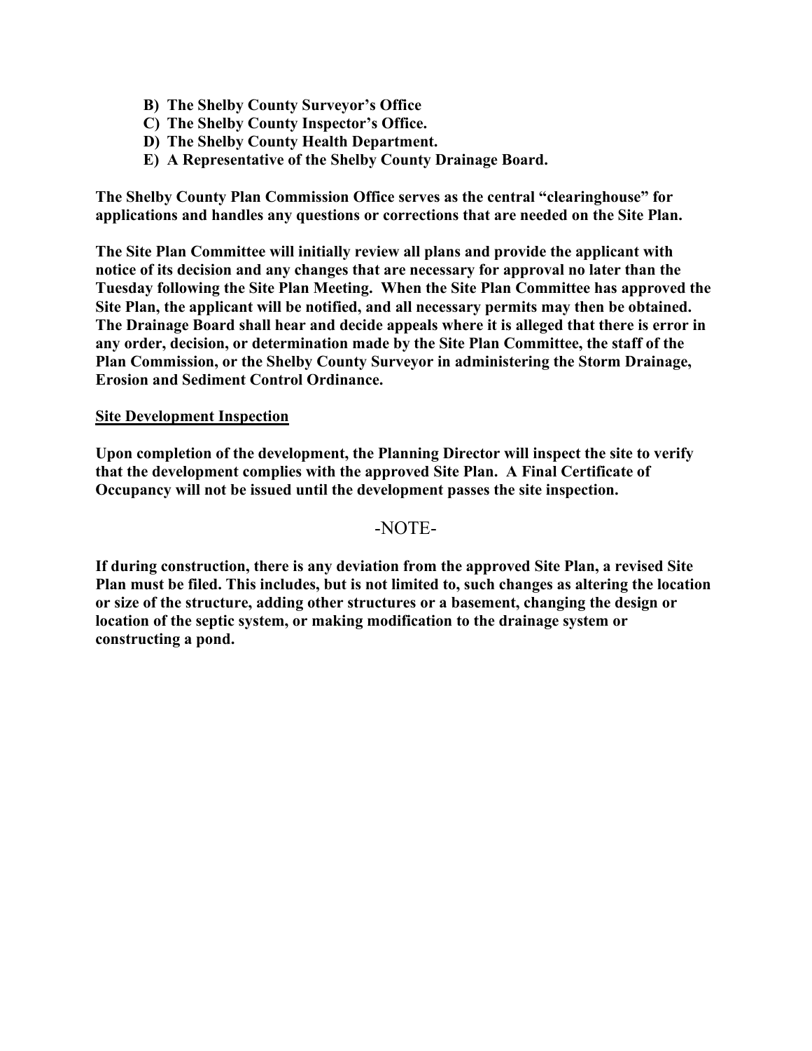**B) The Shelby County Surveyor's Office**
**C) The Shelby County Inspector's Office.**
**D) The Shelby County Health Department.**
**E) A Representative of the Shelby County Drainage Board.**

**The Shelby County Plan Commission Office serves as the central "clearinghouse" for applications and handles any questions or corrections that are needed on the Site Plan.**

**The Site Plan Committee will initially review all plans and provide the applicant with notice of its decision and any changes that are necessary for approval no later than the Tuesday following the Site Plan Meeting. When the Site Plan Committee has approved the Site Plan, the applicant will be notified, and all necessary permits may then be obtained. The Drainage Board shall hear and decide appeals where it is alleged that there is error in any order, decision, or determination made by the Site Plan Committee, the staff of the Plan Commission, or the Shelby County Surveyor in administering the Storm Drainage, Erosion and Sediment Control Ordinance.**

**<u>Site Development Inspection</u>**

**Upon completion of the development, the Planning Director will inspect the site to verify that the development complies with the approved Site Plan. A Final Certificate of Occupancy will not be issued until the development passes the site inspection.**

-NOTE-

**If during construction, there is any deviation from the approved Site Plan, a revised Site Plan must be filed. This includes, but is not limited to, such changes as altering the location or size of the structure, adding other structures or a basement, changing the design or location of the septic system, or making modification to the drainage system or constructing a pond.**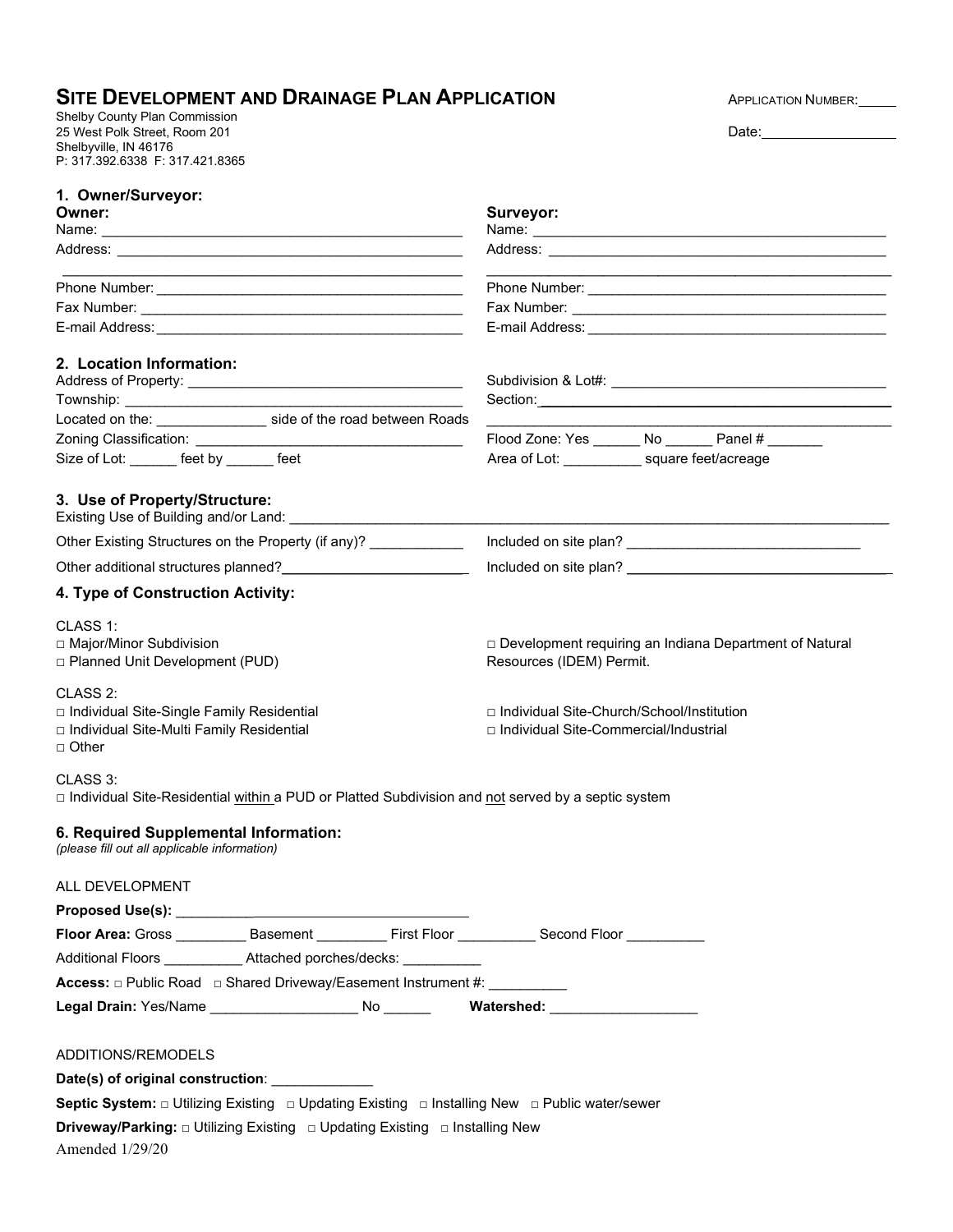# SITE DEVELOPMENT AND DRAINAGE PLAN APPLICATION

APPLICATION NUMBER:_____

Shelby County Plan Commission
25 West Polk Street, Room 201
Shelbyville, IN 46176
P: 317.392.6338 F: 317.421.8365

Date:_______________

## 1. Owner/Surveyor:

**Owner:**
Name: ____________________________________________
Address: __________________________________________
__________________________________________________
Phone Number: _____________________________________
Fax Number: _______________________________________
E-mail Address: ____________________________________

**Surveyor:**
Name: ____________________________________________
Address: __________________________________________
__________________________________________________
Phone Number: _____________________________________
Fax Number: _______________________________________
E-mail Address: ____________________________________

## 2. Location Information:

Address of Property: ________________________________
Township: _________________________________________
Located on the: _____________ side of the road between Roads
Zoning Classification: _______________________________
Size of Lot: ______ feet by ______ feet

Subdivision & Lot#: _________________________________
Section: __________________________________________
__________________________________________________
Flood Zone: Yes ______ No ______ Panel # _______
Area of Lot: __________ square feet/acreage

## 3. Use of Property/Structure:

Existing Use of Building and/or Land: ____________________________________________

Other Existing Structures on the Property (if any)? ___________ Included on site plan? _____________________

Other additional structures planned? ___________________ Included on site plan? _____________________

## 4. Type of Construction Activity:

CLASS 1:
□ Major/Minor Subdivision
□ Planned Unit Development (PUD)
□ Development requiring an Indiana Department of Natural Resources (IDEM) Permit.

CLASS 2:
□ Individual Site-Single Family Residential
□ Individual Site-Multi Family Residential
□ Other
□ Individual Site-Church/School/Institution
□ Individual Site-Commercial/Industrial

CLASS 3:
□ Individual Site-Residential within a PUD or Platted Subdivision and not served by a septic system

## 6. Required Supplemental Information:

*(please fill out all applicable information)*

ALL DEVELOPMENT

**Proposed Use(s):** ______________________________

**Floor Area:** Gross _________ Basement _________ First Floor __________ Second Floor __________

Additional Floors __________ Attached porches/decks: __________

**Access:** □ Public Road □ Shared Driveway/Easement Instrument #: __________

**Legal Drain:** Yes/Name ___________________ No ______ **Watershed:** ___________________

ADDITIONS/REMODELS

**Date(s) of original construction**: _____________

**Septic System:** □ Utilizing Existing □ Updating Existing □ Installing New □ Public water/sewer

**Driveway/Parking:** □ Utilizing Existing □ Updating Existing □ Installing New

Amended 1/29/20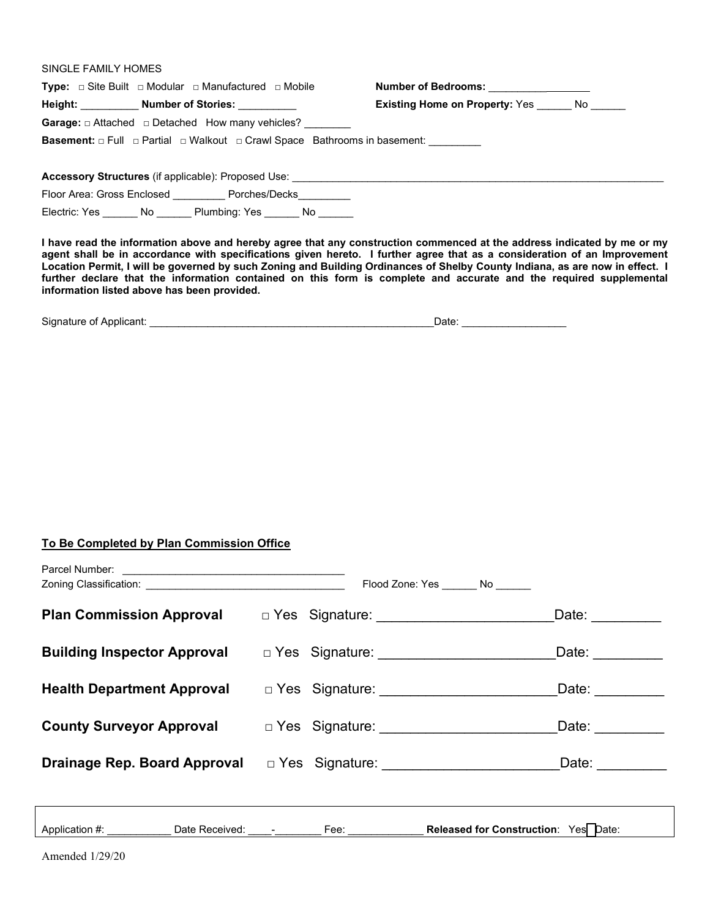SINGLE FAMILY HOMES

**Type:** □ Site Built □ Modular □ Manufactured □ Mobile **Number of Bedrooms:** ___________________

**Height:** __________ **Number of Stories:** __________ **Existing Home on Property:** Yes ______ No ______

**Garage:** □ Attached □ Detached How many vehicles? ________

**Basement:** □ Full □ Partial □ Walkout □ Crawl Space Bathrooms in basement: _________

**Accessory Structures** (if applicable): Proposed Use: ___________________________________________________________________

Floor Area: Gross Enclosed _________ Porches/Decks_________

Electric: Yes ______ No ______ Plumbing: Yes ______ No ______

**I have read the information above and hereby agree that any construction commenced at the address indicated by me or my agent shall be in accordance with specifications given hereto. I further agree that as a consideration of an Improvement Location Permit, I will be governed by such Zoning and Building Ordinances of Shelby County Indiana, as are now in effect. I further declare that the information contained on this form is complete and accurate and the required supplemental information listed above has been provided.**

Signature of Applicant: ___________________________________________________Date: __________________

**To Be Completed by Plan Commission Office**

Parcel Number: _____________________________________

Zoning Classification: _________________________________ Flood Zone: Yes ______ No ______

**Plan Commission Approval** □ Yes Signature: ______________________Date: _________

**Building Inspector Approval** □ Yes Signature: ______________________Date: _________

**Health Department Approval** □ Yes Signature: ______________________Date: _________

**County Surveyor Approval** □ Yes Signature: ______________________Date: _________

**Drainage Rep. Board Approval** □ Yes Signature: ______________________Date: _________

Application #: ___________ Date Received: ____-________ Fee: _____________ **Released for Construction**: Yes □ Date:

Amended 1/29/20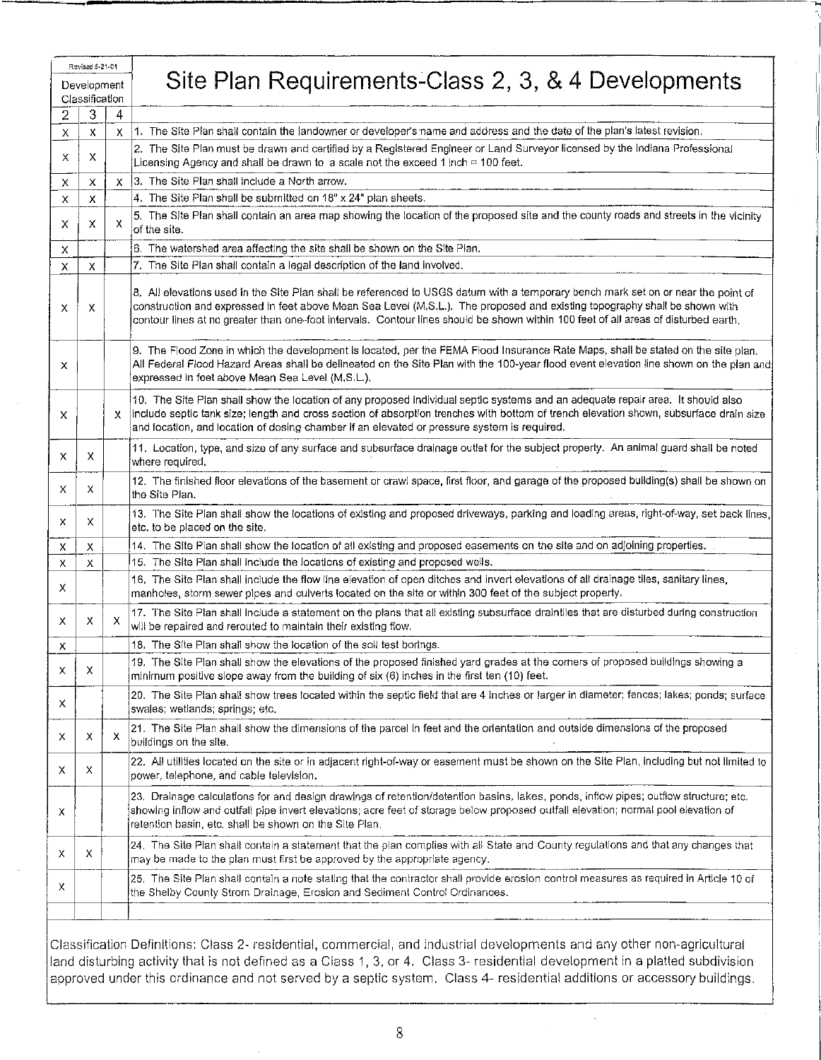Revised 5-21-01

# Site Plan Requirements-Class 2, 3, & 4 Developments

| Development Classification | | | |
|---|---|---|---|
| 2 | 3 | 4 | |
| X | X | X | 1. The Site Plan shall contain the landowner or developer's name and address and the date of the plan's latest revision. |
| X | X | | 2. The Site Plan must be drawn and certified by a Registered Engineer or Land Surveyor licensed by the Indiana Professional Licensing Agency and shall be drawn to a scale not the exceed 1 inch = 100 feet. |
| X | X | X | 3. The Site Plan shall include a North arrow. |
| X | X | | 4. The Site Plan shall be submitted on 18" x 24" plan sheets. |
| X | X | X | 5. The Site Plan shall contain an area map showing the location of the proposed site and the county roads and streets in the vicinity of the site. |
| X | | | 6. The watershed area affecting the site shall be shown on the Site Plan. |
| X | X | | 7. The Site Plan shall contain a legal description of the land involved. |
| X | X | | 8. All elevations used in the Site Plan shall be referenced to USGS datum with a temporary bench mark set on or near the point of construction and expressed in feet above Mean Sea Level (M.S.L.). The proposed and existing topography shall be shown with contour lines at no greater than one-foot intervals. Contour lines should be shown within 100 feet of all areas of disturbed earth. |
| X | | | 9. The Flood Zone in which the development is located, per the FEMA Flood Insurance Rate Maps, shall be stated on the site plan. All Federal Flood Hazard Areas shall be delineated on the Site Plan with the 100-year flood event elevation line shown on the plan and expressed in feet above Mean Sea Level (M.S.L.). |
| X | | X | 10. The Site Plan shall show the location of any proposed individual septic systems and an adequate repair area. It should also include septic tank size; length and cross section of absorption trenches with bottom of trench elevation shown, subsurface drain size and location, and location of dosing chamber if an elevated or pressure system is required. |
| X | X | | 11. Location, type, and size of any surface and subsurface drainage outlet for the subject property. An animal guard shall be noted where required. |
| X | X | | 12. The finished floor elevations of the basement or crawl space, first floor, and garage of the proposed building(s) shall be shown on the Site Plan. |
| X | X | | 13. The Site Plan shall show the locations of existing and proposed driveways, parking and loading areas, right-of-way, set back lines, etc. to be placed on the site. |
| X | X | | 14. The Site Plan shall show the location of all existing and proposed easements on the site and on adjoining properties. |
| X | X | | 15. The Site Plan shall include the locations of existing and proposed wells. |
| X | | | 16. The Site Plan shall include the flow line elevation of open ditches and invert elevations of all drainage tiles, sanitary lines, manholes, storm sewer pipes and culverts located on the site or within 300 feet of the subject property. |
| X | X | X | 17. The Site Plan shall include a statement on the plans that all existing subsurface draintiles that are disturbed during construction will be repaired and rerouted to maintain their existing flow. |
| X | | | 18. The Site Plan shall show the location of the soil test borings. |
| X | X | | 19. The Site Plan shall show the elevations of the proposed finished yard grades at the corners of proposed buildings showing a minimum positive slope away from the building of six (6) inches in the first ten (10) feet. |
| X | | | 20. The Site Plan shall show trees located within the septic field that are 4 inches or larger in diameter; fences; lakes; ponds; surface swales; wetlands; springs; etc. |
| X | X | X | 21. The Site Plan shall show the dimensions of the parcel in feet and the orientation and outside dimensions of the proposed buildings on the site. |
| X | X | | 22. All utilities located on the site or in adjacent right-of-way or easement must be shown on the Site Plan, including but not limited to power, telephone, and cable television. |
| X | | | 23. Drainage calculations for and design drawings of retention/detention basins, lakes, ponds, inflow pipes; outflow structure; etc. showing inflow and outfall pipe invert elevations; acre feet of storage below proposed outfall elevation; normal pool elevation of retention basin, etc. shall be shown on the Site Plan. |
| X | X | | 24. The Site Plan shall contain a statement that the plan complies with all State and County regulations and that any changes that may be made to the plan must first be approved by the appropriate agency. |
| X | | | 25. The Site Plan shall contain a note stating that the contractor shall provide erosion control measures as required in Article 10 of the Shelby County Strom Drainage, Erosion and Sediment Control Ordinances. |

Classification Definitions: Class 2- residential, commercial, and industrial developments and any other non-agricultural land disturbing activity that is not defined as a Class 1, 3, or 4. Class 3- residential development in a platted subdivision approved under this ordinance and not served by a septic system. Class 4- residential additions or accessory buildings.